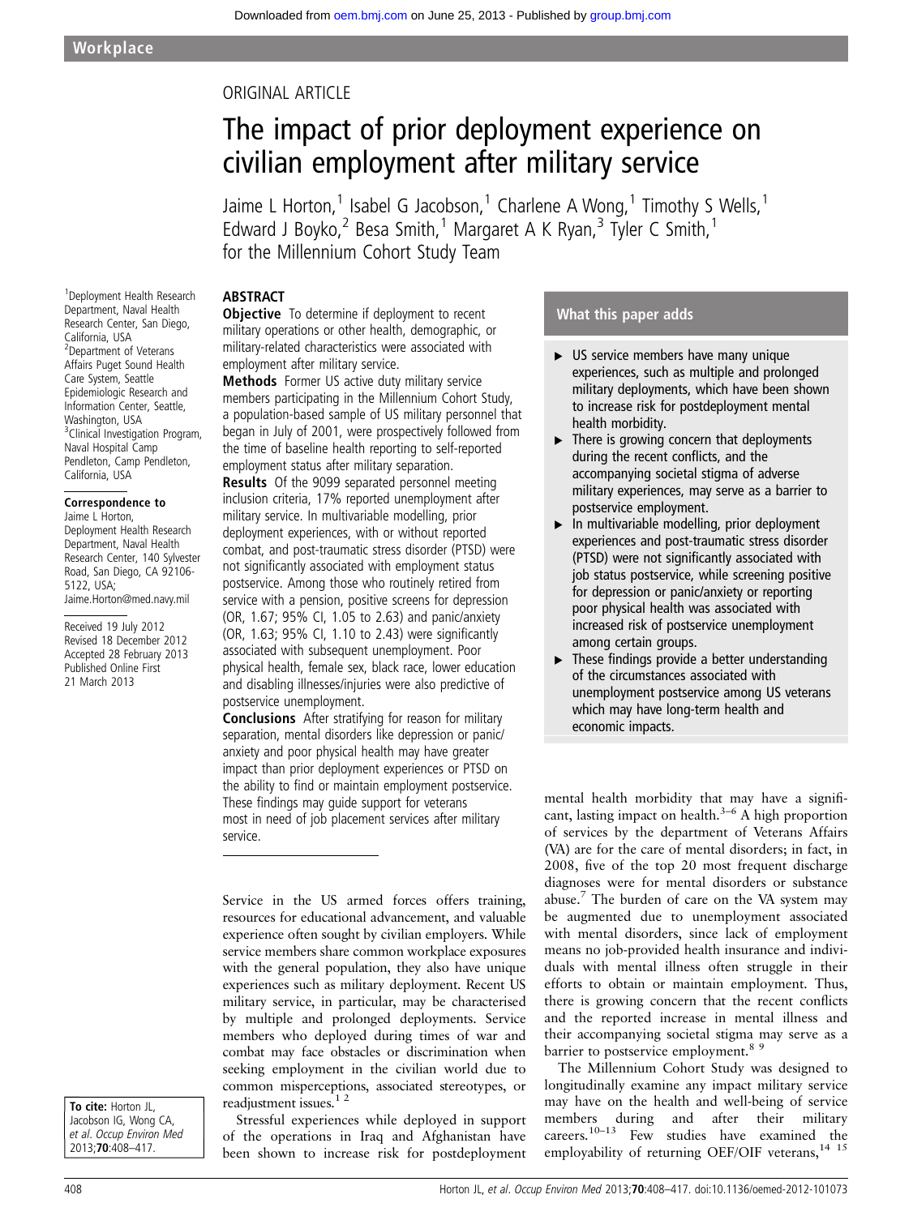ORIGINAL ARTICLE

# The impact of prior deployment experience on civilian employment after military service

Jaime L Horton,[1] Isabel G Jacobson,[1] Charlene A Wong,[1] Timothy S Wells,[1] Edward J Boyko,[2] Besa Smith,[1] Margaret A K Ryan,[3] Tyler C Smith,[1] for the Millennium Cohort Study Team

[1]Deployment Health Research Department, Naval Health Research Center, San Diego, California, USA
[2]Department of Veterans Affairs Puget Sound Health Care System, Seattle Epidemiologic Research and Information Center, Seattle, Washington, USA
[3]Clinical Investigation Program, Naval Hospital Camp Pendleton, Camp Pendleton, California, USA

**Correspondence to**
Jaime L Horton, Deployment Health Research Department, Naval Health Research Center, 140 Sylvester Road, San Diego, CA 92106-5122, USA; Jaime.Horton@med.navy.mil

Received 19 July 2012
Revised 18 December 2012
Accepted 28 February 2013
Published Online First 21 March 2013

## ABSTRACT

**Objective** To determine if deployment to recent military operations or other health, demographic, or military-related characteristics were associated with employment after military service.

**Methods** Former US active duty military service members participating in the Millennium Cohort Study, a population-based sample of US military personnel that began in July of 2001, were prospectively followed from the time of baseline health reporting to self-reported employment status after military separation.

**Results** Of the 9099 separated personnel meeting inclusion criteria, 17% reported unemployment after military service. In multivariable modelling, prior deployment experiences, with or without reported combat, and post-traumatic stress disorder (PTSD) were not significantly associated with employment status postservice. Among those who routinely retired from service with a pension, positive screens for depression (OR, 1.67; 95% CI, 1.05 to 2.63) and panic/anxiety (OR, 1.63; 95% CI, 1.10 to 2.43) were significantly associated with subsequent unemployment. Poor physical health, female sex, black race, lower education and disabling illnesses/injuries were also predictive of postservice unemployment.

**Conclusions** After stratifying for reason for military separation, mental disorders like depression or panic/anxiety and poor physical health may have greater impact than prior deployment experiences or PTSD on the ability to find or maintain employment postservice. These findings may guide support for veterans most in need of job placement services after military service.

## What this paper adds

- US service members have many unique experiences, such as multiple and prolonged military deployments, which have been shown to increase risk for postdeployment mental health morbidity.
- There is growing concern that deployments during the recent conflicts, and the accompanying societal stigma of adverse military experiences, may serve as a barrier to postservice employment.
- In multivariable modelling, prior deployment experiences and post-traumatic stress disorder (PTSD) were not significantly associated with job status postservice, while screening positive for depression or panic/anxiety or reporting poor physical health was associated with increased risk of postservice unemployment among certain groups.
- These findings provide a better understanding of the circumstances associated with unemployment postservice among US veterans which may have long-term health and economic impacts.

Service in the US armed forces offers training, resources for educational advancement, and valuable experience often sought by civilian employers. While service members share common workplace exposures with the general population, they also have unique experiences such as military deployment. Recent US military service, in particular, may be characterised by multiple and prolonged deployments. Service members who deployed during times of war and combat may face obstacles or discrimination when seeking employment in the civilian world due to common misperceptions, associated stereotypes, or readjustment issues.[1 2]

Stressful experiences while deployed in support of the operations in Iraq and Afghanistan have been shown to increase risk for postdeployment mental health morbidity that may have a significant, lasting impact on health.[3–6] A high proportion of services by the department of Veterans Affairs (VA) are for the care of mental disorders; in fact, in 2008, five of the top 20 most frequent discharge diagnoses were for mental disorders or substance abuse.[7] The burden of care on the VA system may be augmented due to unemployment associated with mental disorders, since lack of employment means no job-provided health insurance and individuals with mental illness often struggle in their efforts to obtain or maintain employment. Thus, there is growing concern that the recent conflicts and the reported increase in mental illness and their accompanying societal stigma may serve as a barrier to postservice employment.[8 9]

The Millennium Cohort Study was designed to longitudinally examine any impact military service may have on the health and well-being of service members during and after their military careers.[10–13] Few studies have examined the employability of returning OEF/OIF veterans,[14 15]

**To cite:** Horton JL, Jacobson IG, Wong CA, et al. Occup Environ Med 2013;70:408–417.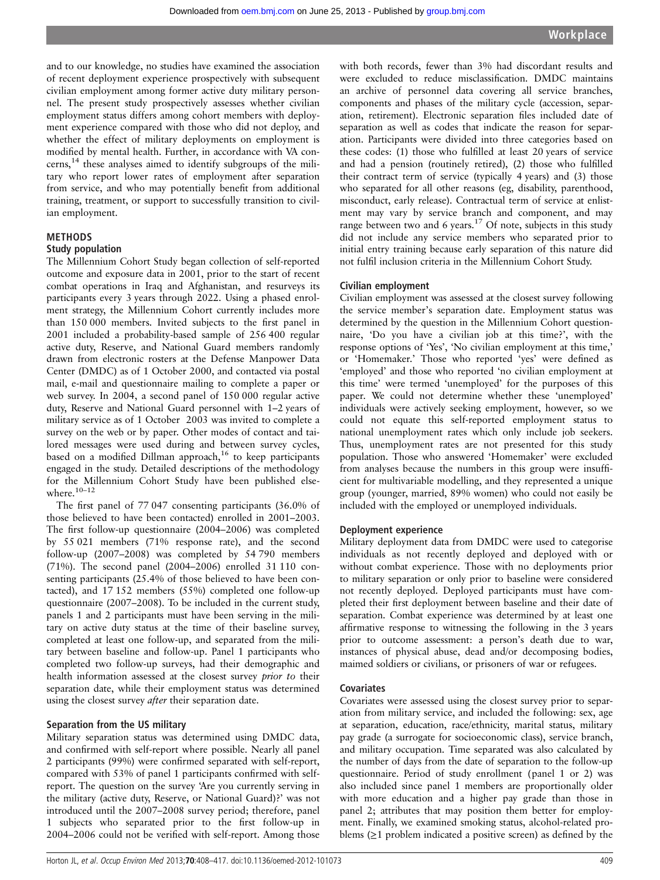and to our knowledge, no studies have examined the association of recent deployment experience prospectively with subsequent civilian employment among former active duty military personnel. The present study prospectively assesses whether civilian employment status differs among cohort members with deployment experience compared with those who did not deploy, and whether the effect of military deployments on employment is modified by mental health. Further, in accordance with VA concerns,[14] these analyses aimed to identify subgroups of the military who report lower rates of employment after separation from service, and who may potentially benefit from additional training, treatment, or support to successfully transition to civilian employment.

## METHODS

### Study population

The Millennium Cohort Study began collection of self-reported outcome and exposure data in 2001, prior to the start of recent combat operations in Iraq and Afghanistan, and resurveys its participants every 3 years through 2022. Using a phased enrolment strategy, the Millennium Cohort currently includes more than 150 000 members. Invited subjects to the first panel in 2001 included a probability-based sample of 256 400 regular active duty, Reserve, and National Guard members randomly drawn from electronic rosters at the Defense Manpower Data Center (DMDC) as of 1 October 2000, and contacted via postal mail, e-mail and questionnaire mailing to complete a paper or web survey. In 2004, a second panel of 150 000 regular active duty, Reserve and National Guard personnel with 1–2 years of military service as of 1 October 2003 was invited to complete a survey on the web or by paper. Other modes of contact and tailored messages were used during and between survey cycles, based on a modified Dillman approach,[16] to keep participants engaged in the study. Detailed descriptions of the methodology for the Millennium Cohort Study have been published elsewhere.[10–12]

The first panel of 77 047 consenting participants (36.0% of those believed to have been contacted) enrolled in 2001–2003. The first follow-up questionnaire (2004–2006) was completed by 55 021 members (71% response rate), and the second follow-up (2007–2008) was completed by 54 790 members (71%). The second panel (2004–2006) enrolled 31 110 consenting participants (25.4% of those believed to have been contacted), and 17 152 members (55%) completed one follow-up questionnaire (2007–2008). To be included in the current study, panels 1 and 2 participants must have been serving in the military on active duty status at the time of their baseline survey, completed at least one follow-up, and separated from the military between baseline and follow-up. Panel 1 participants who completed two follow-up surveys, had their demographic and health information assessed at the closest survey *prior to* their separation date, while their employment status was determined using the closest survey *after* their separation date.

### Separation from the US military

Military separation status was determined using DMDC data, and confirmed with self-report where possible. Nearly all panel 2 participants (99%) were confirmed separated with self-report, compared with 53% of panel 1 participants confirmed with self-report. The question on the survey 'Are you currently serving in the military (active duty, Reserve, or National Guard)?' was not introduced until the 2007–2008 survey period; therefore, panel 1 subjects who separated prior to the first follow-up in 2004–2006 could not be verified with self-report. Among those with both records, fewer than 3% had discordant results and were excluded to reduce misclassification. DMDC maintains an archive of personnel data covering all service branches, components and phases of the military cycle (accession, separation, retirement). Electronic separation files included date of separation as well as codes that indicate the reason for separation. Participants were divided into three categories based on these codes: (1) those who fulfilled at least 20 years of service and had a pension (routinely retired), (2) those who fulfilled their contract term of service (typically 4 years) and (3) those who separated for all other reasons (eg, disability, parenthood, misconduct, early release). Contractual term of service at enlistment may vary by service branch and component, and may range between two and 6 years.[17] Of note, subjects in this study did not include any service members who separated prior to initial entry training because early separation of this nature did not fulfil inclusion criteria in the Millennium Cohort Study.

### Civilian employment

Civilian employment was assessed at the closest survey following the service member's separation date. Employment status was determined by the question in the Millennium Cohort questionnaire, 'Do you have a civilian job at this time?', with the response options of 'Yes', 'No civilian employment at this time,' or 'Homemaker.' Those who reported 'yes' were defined as 'employed' and those who reported 'no civilian employment at this time' were termed 'unemployed' for the purposes of this paper. We could not determine whether these 'unemployed' individuals were actively seeking employment, however, so we could not equate this self-reported employment status to national unemployment rates which only include job seekers. Thus, unemployment rates are not presented for this study population. Those who answered 'Homemaker' were excluded from analyses because the numbers in this group were insufficient for multivariable modelling, and they represented a unique group (younger, married, 89% women) who could not easily be included with the employed or unemployed individuals.

### Deployment experience

Military deployment data from DMDC were used to categorise individuals as not recently deployed and deployed with or without combat experience. Those with no deployments prior to military separation or only prior to baseline were considered not recently deployed. Deployed participants must have completed their first deployment between baseline and their date of separation. Combat experience was determined by at least one affirmative response to witnessing the following in the 3 years prior to outcome assessment: a person's death due to war, instances of physical abuse, dead and/or decomposing bodies, maimed soldiers or civilians, or prisoners of war or refugees.

### Covariates

Covariates were assessed using the closest survey prior to separation from military service, and included the following: sex, age at separation, education, race/ethnicity, marital status, military pay grade (a surrogate for socioeconomic class), service branch, and military occupation. Time separated was also calculated by the number of days from the date of separation to the follow-up questionnaire. Period of study enrollment (panel 1 or 2) was also included since panel 1 members are proportionally older with more education and a higher pay grade than those in panel 2; attributes that may position them better for employment. Finally, we examined smoking status, alcohol-related problems (≥1 problem indicated a positive screen) as defined by the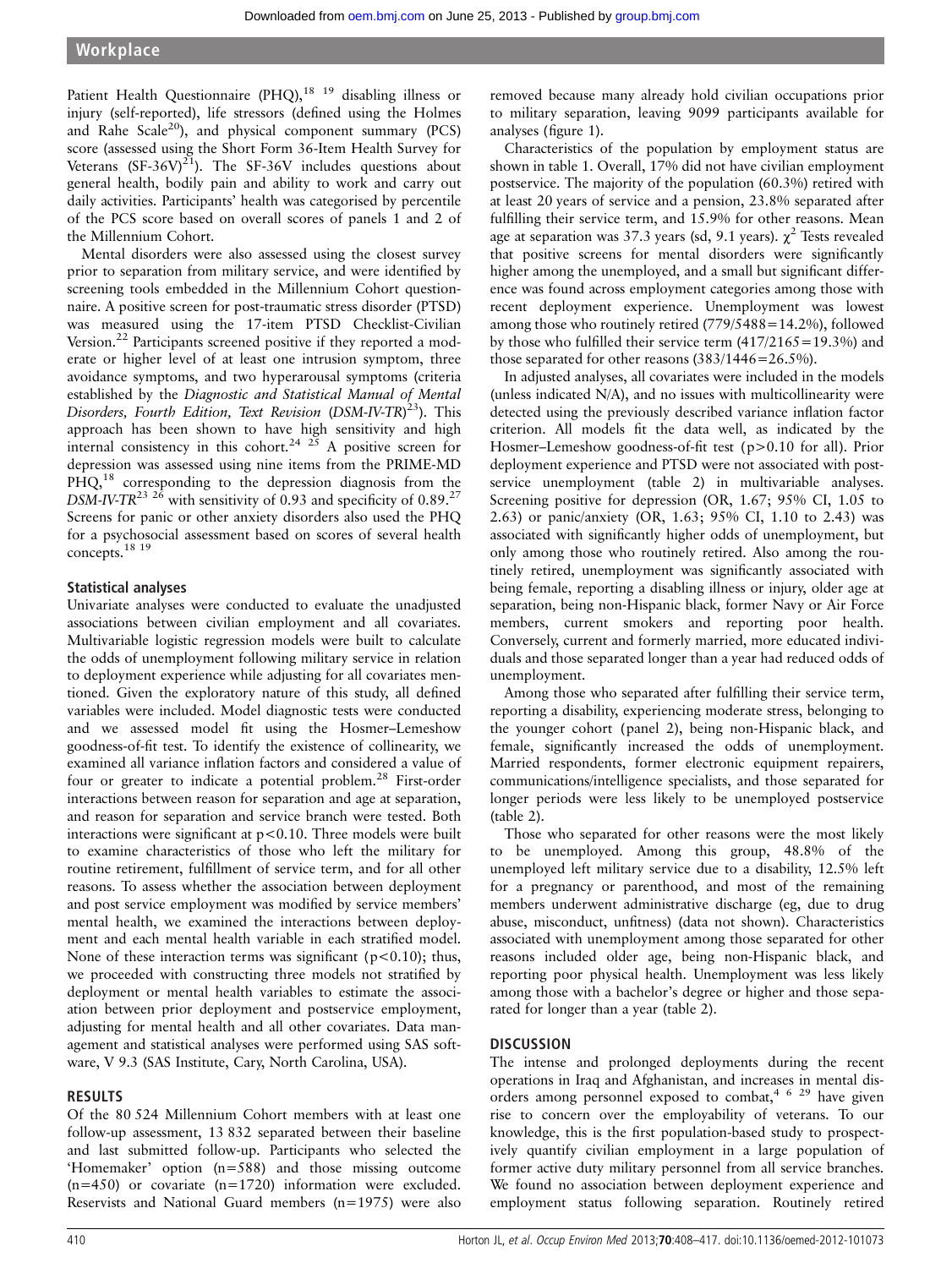Patient Health Questionnaire (PHQ),[18 19] disabling illness or injury (self-reported), life stressors (defined using the Holmes and Rahe Scale[20]), and physical component summary (PCS) score (assessed using the Short Form 36-Item Health Survey for Veterans (SF-36V)[21]). The SF-36V includes questions about general health, bodily pain and ability to work and carry out daily activities. Participants' health was categorised by percentile of the PCS score based on overall scores of panels 1 and 2 of the Millennium Cohort.

Mental disorders were also assessed using the closest survey prior to separation from military service, and were identified by screening tools embedded in the Millennium Cohort questionnaire. A positive screen for post-traumatic stress disorder (PTSD) was measured using the 17-item PTSD Checklist-Civilian Version.[22] Participants screened positive if they reported a moderate or higher level of at least one intrusion symptom, three avoidance symptoms, and two hyperarousal symptoms (criteria established by the *Diagnostic and Statistical Manual of Mental Disorders, Fourth Edition, Text Revision* (*DSM-IV-TR*)[23]). This approach has been shown to have high sensitivity and high internal consistency in this cohort.[24 25] A positive screen for depression was assessed using nine items from the PRIME-MD PHQ,[18] corresponding to the depression diagnosis from the *DSM-IV-TR*[23 26] with sensitivity of 0.93 and specificity of 0.89.[27] Screens for panic or other anxiety disorders also used the PHQ for a psychosocial assessment based on scores of several health concepts.[18 19]

### Statistical analyses

Univariate analyses were conducted to evaluate the unadjusted associations between civilian employment and all covariates. Multivariable logistic regression models were built to calculate the odds of unemployment following military service in relation to deployment experience while adjusting for all covariates mentioned. Given the exploratory nature of this study, all defined variables were included. Model diagnostic tests were conducted and we assessed model fit using the Hosmer–Lemeshow goodness-of-fit test. To identify the existence of collinearity, we examined all variance inflation factors and considered a value of four or greater to indicate a potential problem.[28] First-order interactions between reason for separation and age at separation, and reason for separation and service branch were tested. Both interactions were significant at $p<0.10$. Three models were built to examine characteristics of those who left the military for routine retirement, fulfillment of service term, and for all other reasons. To assess whether the association between deployment and post service employment was modified by service members' mental health, we examined the interactions between deployment and each mental health variable in each stratified model. None of these interaction terms was significant ($p<0.10$); thus, we proceeded with constructing three models not stratified by deployment or mental health variables to estimate the association between prior deployment and postservice employment, adjusting for mental health and all other covariates. Data management and statistical analyses were performed using SAS software, V 9.3 (SAS Institute, Cary, North Carolina, USA).

## RESULTS

Of the 80 524 Millennium Cohort members with at least one follow-up assessment, 13 832 separated between their baseline and last submitted follow-up. Participants who selected the 'Homemaker' option (n=588) and those missing outcome (n=450) or covariate (n=1720) information were excluded. Reservists and National Guard members (n=1975) were also removed because many already hold civilian occupations prior to military separation, leaving 9099 participants available for analyses (figure 1).

Characteristics of the population by employment status are shown in table 1. Overall, 17% did not have civilian employment postservice. The majority of the population (60.3%) retired with at least 20 years of service and a pension, 23.8% separated after fulfilling their service term, and 15.9% for other reasons. Mean age at separation was 37.3 years (sd, 9.1 years). $\chi^2$ Tests revealed that positive screens for mental disorders were significantly higher among the unemployed, and a small but significant difference was found across employment categories among those with recent deployment experience. Unemployment was lowest among those who routinely retired (779/5488=14.2%), followed by those who fulfilled their service term (417/2165=19.3%) and those separated for other reasons (383/1446=26.5%).

In adjusted analyses, all covariates were included in the models (unless indicated N/A), and no issues with multicollinearity were detected using the previously described variance inflation factor criterion. All models fit the data well, as indicated by the Hosmer–Lemeshow goodness-of-fit test ($p>0.10$ for all). Prior deployment experience and PTSD were not associated with postservice unemployment (table 2) in multivariable analyses. Screening positive for depression (OR, 1.67; 95% CI, 1.05 to 2.63) or panic/anxiety (OR, 1.63; 95% CI, 1.10 to 2.43) was associated with significantly higher odds of unemployment, but only among those who routinely retired. Also among the routinely retired, unemployment was significantly associated with being female, reporting a disabling illness or injury, older age at separation, being non-Hispanic black, former Navy or Air Force members, current smokers and reporting poor health. Conversely, current and formerly married, more educated individuals and those separated longer than a year had reduced odds of unemployment.

Among those who separated after fulfilling their service term, reporting a disability, experiencing moderate stress, belonging to the younger cohort (panel 2), being non-Hispanic black, and female, significantly increased the odds of unemployment. Married respondents, former electronic equipment repairers, communications/intelligence specialists, and those separated for longer periods were less likely to be unemployed postservice (table 2).

Those who separated for other reasons were the most likely to be unemployed. Among this group, 48.8% of the unemployed left military service due to a disability, 12.5% left for a pregnancy or parenthood, and most of the remaining members underwent administrative discharge (eg, due to drug abuse, misconduct, unfitness) (data not shown). Characteristics associated with unemployment among those separated for other reasons included older age, being non-Hispanic black, and reporting poor physical health. Unemployment was less likely among those with a bachelor's degree or higher and those separated for longer than a year (table 2).

## DISCUSSION

The intense and prolonged deployments during the recent operations in Iraq and Afghanistan, and increases in mental disorders among personnel exposed to combat,[4 6 29] have given rise to concern over the employability of veterans. To our knowledge, this is the first population-based study to prospectively quantify civilian employment in a large population of former active duty military personnel from all service branches. We found no association between deployment experience and employment status following separation. Routinely retired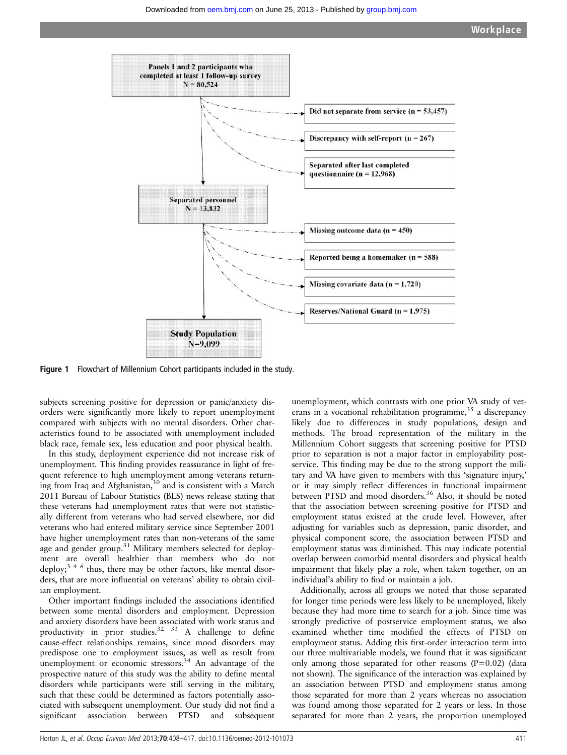Panels 1 and 2 participants who completed at least 1 follow-up survey
N = 80,524

- Did not separate from service (n = 53,457)
- Discrepancy with self-report (n = 267)
- Separated after last completed questionnaire (n = 12,968)

Separated personnel
N = 13,832

- Missing outcome data (n = 450)
- Reported being a homemaker (n = 588)
- Missing covariate data (n = 1,720)
- Reserves/National Guard (n = 1,975)

Study Population
N=9,099

**Figure 1** Flowchart of Millennium Cohort participants included in the study.

subjects screening positive for depression or panic/anxiety disorders were significantly more likely to report unemployment compared with subjects with no mental disorders. Other characteristics found to be associated with unemployment included black race, female sex, less education and poor physical health.

In this study, deployment experience did not increase risk of unemployment. This finding provides reassurance in light of frequent reference to high unemployment among veterans returning from Iraq and Afghanistan,[30] and is consistent with a March 2011 Bureau of Labour Statistics (BLS) news release stating that these veterans had unemployment rates that were not statistically different from veterans who had served elsewhere, nor did veterans who had entered military service since September 2001 have higher unemployment rates than non-veterans of the same age and gender group.[31] Military members selected for deployment are overall healthier than members who do not deploy;[3 4 6] thus, there may be other factors, like mental disorders, that are more influential on veterans' ability to obtain civilian employment.

Other important findings included the associations identified between some mental disorders and employment. Depression and anxiety disorders have been associated with work status and productivity in prior studies.[32 33] A challenge to define cause-effect relationships remains, since mood disorders may predispose one to employment issues, as well as result from unemployment or economic stressors.[34] An advantage of the prospective nature of this study was the ability to define mental disorders while participants were still serving in the military, such that these could be determined as factors potentially associated with subsequent unemployment. Our study did not find a significant association between PTSD and subsequent unemployment, which contrasts with one prior VA study of veterans in a vocational rehabilitation programme,[35] a discrepancy likely due to differences in study populations, design and methods. The broad representation of the military in the Millennium Cohort suggests that screening positive for PTSD prior to separation is not a major factor in employability post-service. This finding may be due to the strong support the military and VA have given to members with this 'signature injury,' or it may simply reflect differences in functional impairment between PTSD and mood disorders.[36] Also, it should be noted that the association between screening positive for PTSD and employment status existed at the crude level. However, after adjusting for variables such as depression, panic disorder, and physical component score, the association between PTSD and employment status was diminished. This may indicate potential overlap between comorbid mental disorders and physical health impairment that likely play a role, when taken together, on an individual's ability to find or maintain a job.

Additionally, across all groups we noted that those separated for longer time periods were less likely to be unemployed, likely because they had more time to search for a job. Since time was strongly predictive of postservice employment status, we also examined whether time modified the effects of PTSD on employment status. Adding this first-order interaction term into our three multivariable models, we found that it was significant only among those separated for other reasons ($P=0.02$) (data not shown). The significance of the interaction was explained by an association between PTSD and employment status among those separated for more than 2 years whereas no association was found among those separated for 2 years or less. In those separated for more than 2 years, the proportion unemployed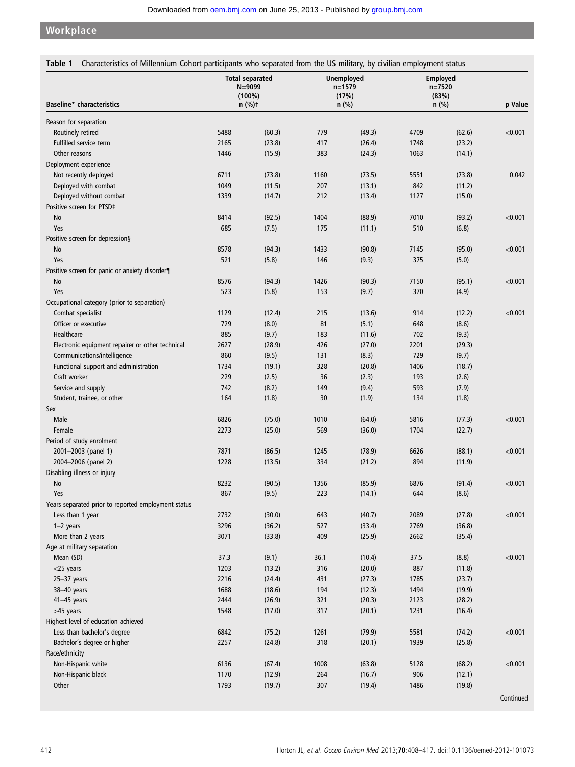**Table 1** Characteristics of Millennium Cohort participants who separated from the US military, by civilian employment status

| Baseline* characteristics | Total separated N=9099 (100%) n (%)† | | Unemployed n=1579 (17%) n (%) | | Employed n=7520 (83%) n (%) | | p Value |
|---|---|---|---|---|---|---|---|
| Reason for separation | | | | | | | |
| Routinely retired | 5488 | (60.3) | 779 | (49.3) | 4709 | (62.6) | <0.001 |
| Fulfilled service term | 2165 | (23.8) | 417 | (26.4) | 1748 | (23.2) | |
| Other reasons | 1446 | (15.9) | 383 | (24.3) | 1063 | (14.1) | |
| Deployment experience | | | | | | | |
| Not recently deployed | 6711 | (73.8) | 1160 | (73.5) | 5551 | (73.8) | 0.042 |
| Deployed with combat | 1049 | (11.5) | 207 | (13.1) | 842 | (11.2) | |
| Deployed without combat | 1339 | (14.7) | 212 | (13.4) | 1127 | (15.0) | |
| Positive screen for PTSD‡ | | | | | | | |
| No | 8414 | (92.5) | 1404 | (88.9) | 7010 | (93.2) | <0.001 |
| Yes | 685 | (7.5) | 175 | (11.1) | 510 | (6.8) | |
| Positive screen for depression§ | | | | | | | |
| No | 8578 | (94.3) | 1433 | (90.8) | 7145 | (95.0) | <0.001 |
| Yes | 521 | (5.8) | 146 | (9.3) | 375 | (5.0) | |
| Positive screen for panic or anxiety disorder¶ | | | | | | | |
| No | 8576 | (94.3) | 1426 | (90.3) | 7150 | (95.1) | <0.001 |
| Yes | 523 | (5.8) | 153 | (9.7) | 370 | (4.9) | |
| Occupational category (prior to separation) | | | | | | | |
| Combat specialist | 1129 | (12.4) | 215 | (13.6) | 914 | (12.2) | <0.001 |
| Officer or executive | 729 | (8.0) | 81 | (5.1) | 648 | (8.6) | |
| Healthcare | 885 | (9.7) | 183 | (11.6) | 702 | (9.3) | |
| Electronic equipment repairer or other technical | 2627 | (28.9) | 426 | (27.0) | 2201 | (29.3) | |
| Communications/intelligence | 860 | (9.5) | 131 | (8.3) | 729 | (9.7) | |
| Functional support and administration | 1734 | (19.1) | 328 | (20.8) | 1406 | (18.7) | |
| Craft worker | 229 | (2.5) | 36 | (2.3) | 193 | (2.6) | |
| Service and supply | 742 | (8.2) | 149 | (9.4) | 593 | (7.9) | |
| Student, trainee, or other | 164 | (1.8) | 30 | (1.9) | 134 | (1.8) | |
| Sex | | | | | | | |
| Male | 6826 | (75.0) | 1010 | (64.0) | 5816 | (77.3) | <0.001 |
| Female | 2273 | (25.0) | 569 | (36.0) | 1704 | (22.7) | |
| Period of study enrolment | | | | | | | |
| 2001–2003 (panel 1) | 7871 | (86.5) | 1245 | (78.9) | 6626 | (88.1) | <0.001 |
| 2004–2006 (panel 2) | 1228 | (13.5) | 334 | (21.2) | 894 | (11.9) | |
| Disabling illness or injury | | | | | | | |
| No | 8232 | (90.5) | 1356 | (85.9) | 6876 | (91.4) | <0.001 |
| Yes | 867 | (9.5) | 223 | (14.1) | 644 | (8.6) | |
| Years separated prior to reported employment status | | | | | | | |
| Less than 1 year | 2732 | (30.0) | 643 | (40.7) | 2089 | (27.8) | <0.001 |
| 1–2 years | 3296 | (36.2) | 527 | (33.4) | 2769 | (36.8) | |
| More than 2 years | 3071 | (33.8) | 409 | (25.9) | 2662 | (35.4) | |
| Age at military separation | | | | | | | |
| Mean (SD) | 37.3 | (9.1) | 36.1 | (10.4) | 37.5 | (8.8) | <0.001 |
| <25 years | 1203 | (13.2) | 316 | (20.0) | 887 | (11.8) | |
| 25–37 years | 2216 | (24.4) | 431 | (27.3) | 1785 | (23.7) | |
| 38–40 years | 1688 | (18.6) | 194 | (12.3) | 1494 | (19.9) | |
| 41–45 years | 2444 | (26.9) | 321 | (20.3) | 2123 | (28.2) | |
| >45 years | 1548 | (17.0) | 317 | (20.1) | 1231 | (16.4) | |
| Highest level of education achieved | | | | | | | |
| Less than bachelor's degree | 6842 | (75.2) | 1261 | (79.9) | 5581 | (74.2) | <0.001 |
| Bachelor's degree or higher | 2257 | (24.8) | 318 | (20.1) | 1939 | (25.8) | |
| Race/ethnicity | | | | | | | |
| Non-Hispanic white | 6136 | (67.4) | 1008 | (63.8) | 5128 | (68.2) | <0.001 |
| Non-Hispanic black | 1170 | (12.9) | 264 | (16.7) | 906 | (12.1) | |
| Other | 1793 | (19.7) | 307 | (19.4) | 1486 | (19.8) | |

Continued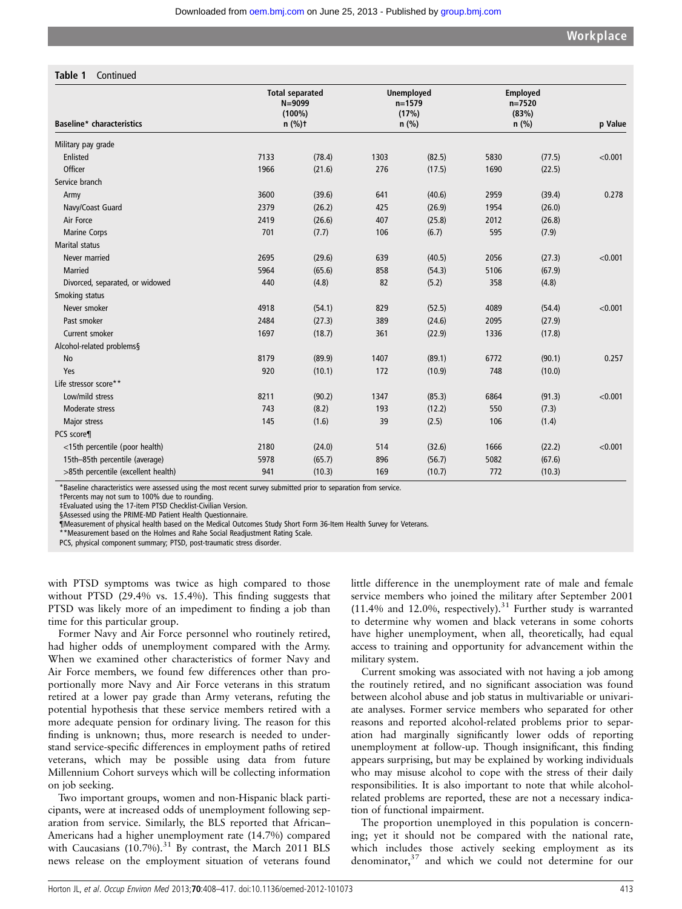**Table 1** Continued

| Baseline* characteristics | Total separated N=9099 (100%) n (%)† | | Unemployed n=1579 (17%) n (%) | | Employed n=7520 (83%) n (%) | | p Value |
|---|---|---|---|---|---|---|---|
| Military pay grade | | | | | | | |
| Enlisted | 7133 | (78.4) | 1303 | (82.5) | 5830 | (77.5) | <0.001 |
| Officer | 1966 | (21.6) | 276 | (17.5) | 1690 | (22.5) | |
| Service branch | | | | | | | |
| Army | 3600 | (39.6) | 641 | (40.6) | 2959 | (39.4) | 0.278 |
| Navy/Coast Guard | 2379 | (26.2) | 425 | (26.9) | 1954 | (26.0) | |
| Air Force | 2419 | (26.6) | 407 | (25.8) | 2012 | (26.8) | |
| Marine Corps | 701 | (7.7) | 106 | (6.7) | 595 | (7.9) | |
| Marital status | | | | | | | |
| Never married | 2695 | (29.6) | 639 | (40.5) | 2056 | (27.3) | <0.001 |
| Married | 5964 | (65.6) | 858 | (54.3) | 5106 | (67.9) | |
| Divorced, separated, or widowed | 440 | (4.8) | 82 | (5.2) | 358 | (4.8) | |
| Smoking status | | | | | | | |
| Never smoker | 4918 | (54.1) | 829 | (52.5) | 4089 | (54.4) | <0.001 |
| Past smoker | 2484 | (27.3) | 389 | (24.6) | 2095 | (27.9) | |
| Current smoker | 1697 | (18.7) | 361 | (22.9) | 1336 | (17.8) | |
| Alcohol-related problems§ | | | | | | | |
| No | 8179 | (89.9) | 1407 | (89.1) | 6772 | (90.1) | 0.257 |
| Yes | 920 | (10.1) | 172 | (10.9) | 748 | (10.0) | |
| Life stressor score** | | | | | | | |
| Low/mild stress | 8211 | (90.2) | 1347 | (85.3) | 6864 | (91.3) | <0.001 |
| Moderate stress | 743 | (8.2) | 193 | (12.2) | 550 | (7.3) | |
| Major stress | 145 | (1.6) | 39 | (2.5) | 106 | (1.4) | |
| PCS score¶ | | | | | | | |
| <15th percentile (poor health) | 2180 | (24.0) | 514 | (32.6) | 1666 | (22.2) | <0.001 |
| 15th–85th percentile (average) | 5978 | (65.7) | 896 | (56.7) | 5082 | (67.6) | |
| >85th percentile (excellent health) | 941 | (10.3) | 169 | (10.7) | 772 | (10.3) | |

*Baseline characteristics were assessed using the most recent survey submitted prior to separation from service.
†Percents may not sum to 100% due to rounding.
‡Evaluated using the 17-item PTSD Checklist-Civilian Version.
§Assessed using the PRIME-MD Patient Health Questionnaire.
¶Measurement of physical health based on the Medical Outcomes Study Short Form 36-Item Health Survey for Veterans.
**Measurement based on the Holmes and Rahe Social Readjustment Rating Scale.
PCS, physical component summary; PTSD, post-traumatic stress disorder.

with PTSD symptoms was twice as high compared to those without PTSD (29.4% vs. 15.4%). This finding suggests that PTSD was likely more of an impediment to finding a job than time for this particular group.

Former Navy and Air Force personnel who routinely retired, had higher odds of unemployment compared with the Army. When we examined other characteristics of former Navy and Air Force members, we found few differences other than proportionally more Navy and Air Force veterans in this stratum retired at a lower pay grade than Army veterans, refuting the potential hypothesis that these service members retired with a more adequate pension for ordinary living. The reason for this finding is unknown; thus, more research is needed to understand service-specific differences in employment paths of retired veterans, which may be possible using data from future Millennium Cohort surveys which will be collecting information on job seeking.

Two important groups, women and non-Hispanic black participants, were at increased odds of unemployment following separation from service. Similarly, the BLS reported that African–Americans had a higher unemployment rate (14.7%) compared with Caucasians (10.7%).[31] By contrast, the March 2011 BLS news release on the employment situation of veterans found little difference in the unemployment rate of male and female service members who joined the military after September 2001 (11.4% and 12.0%, respectively).[31] Further study is warranted to determine why women and black veterans in some cohorts have higher unemployment, when all, theoretically, had equal access to training and opportunity for advancement within the military system.

Current smoking was associated with not having a job among the routinely retired, and no significant association was found between alcohol abuse and job status in multivariable or univariate analyses. Former service members who separated for other reasons and reported alcohol-related problems prior to separation had marginally significantly lower odds of reporting unemployment at follow-up. Though insignificant, this finding appears surprising, but may be explained by working individuals who may misuse alcohol to cope with the stress of their daily responsibilities. It is also important to note that while alcohol-related problems are reported, these are not a necessary indication of functional impairment.

The proportion unemployed in this population is concerning; yet it should not be compared with the national rate, which includes those actively seeking employment as its denominator,[37] and which we could not determine for our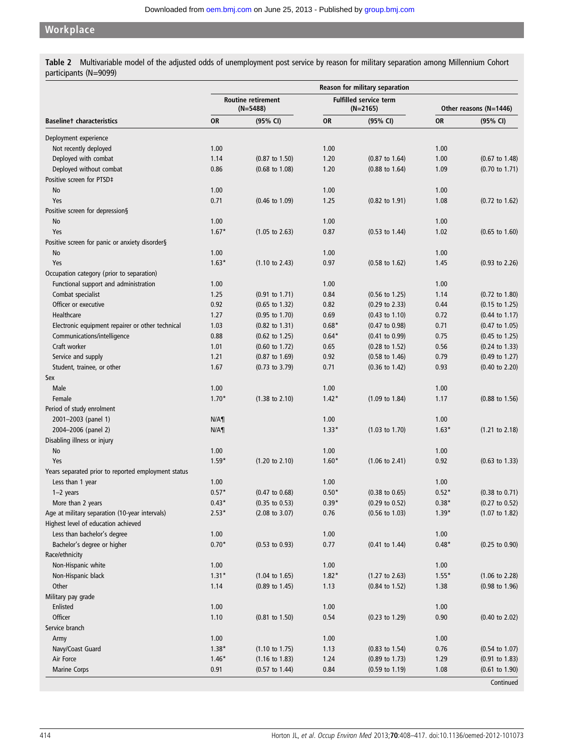**Table 2** Multivariable model of the adjusted odds of unemployment post service by reason for military separation among Millennium Cohort participants (N=9099)

| | Reason for military separation | | | | | |
|---|---|---|---|---|---|---|
| | Routine retirement (N=5488) | | Fulfilled service term (N=2165) | | Other reasons (N=1446) | |
| **Baseline† characteristics** | **OR** | **(95% CI)** | **OR** | **(95% CI)** | **OR** | **(95% CI)** |
| Deployment experience | | | | | | |
| Not recently deployed | 1.00 | | 1.00 | | 1.00 | |
| Deployed with combat | 1.14 | (0.87 to 1.50) | 1.20 | (0.87 to 1.64) | 1.00 | (0.67 to 1.48) |
| Deployed without combat | 0.86 | (0.68 to 1.08) | 1.20 | (0.88 to 1.64) | 1.09 | (0.70 to 1.71) |
| Positive screen for PTSD‡ | | | | | | |
| No | 1.00 | | 1.00 | | 1.00 | |
| Yes | 0.71 | (0.46 to 1.09) | 1.25 | (0.82 to 1.91) | 1.08 | (0.72 to 1.62) |
| Positive screen for depression§ | | | | | | |
| No | 1.00 | | 1.00 | | 1.00 | |
| Yes | 1.67* | (1.05 to 2.63) | 0.87 | (0.53 to 1.44) | 1.02 | (0.65 to 1.60) |
| Positive screen for panic or anxiety disorder§ | | | | | | |
| No | 1.00 | | 1.00 | | 1.00 | |
| Yes | 1.63* | (1.10 to 2.43) | 0.97 | (0.58 to 1.62) | 1.45 | (0.93 to 2.26) |
| Occupation category (prior to separation) | | | | | | |
| Functional support and administration | 1.00 | | 1.00 | | 1.00 | |
| Combat specialist | 1.25 | (0.91 to 1.71) | 0.84 | (0.56 to 1.25) | 1.14 | (0.72 to 1.80) |
| Officer or executive | 0.92 | (0.65 to 1.32) | 0.82 | (0.29 to 2.33) | 0.44 | (0.15 to 1.25) |
| Healthcare | 1.27 | (0.95 to 1.70) | 0.69 | (0.43 to 1.10) | 0.72 | (0.44 to 1.17) |
| Electronic equipment repairer or other technical | 1.03 | (0.82 to 1.31) | 0.68* | (0.47 to 0.98) | 0.71 | (0.47 to 1.05) |
| Communications/intelligence | 0.88 | (0.62 to 1.25) | 0.64* | (0.41 to 0.99) | 0.75 | (0.45 to 1.25) |
| Craft worker | 1.01 | (0.60 to 1.72) | 0.65 | (0.28 to 1.52) | 0.56 | (0.24 to 1.33) |
| Service and supply | 1.21 | (0.87 to 1.69) | 0.92 | (0.58 to 1.46) | 0.79 | (0.49 to 1.27) |
| Student, trainee, or other | 1.67 | (0.73 to 3.79) | 0.71 | (0.36 to 1.42) | 0.93 | (0.40 to 2.20) |
| Sex | | | | | | |
| Male | 1.00 | | 1.00 | | 1.00 | |
| Female | 1.70* | (1.38 to 2.10) | 1.42* | (1.09 to 1.84) | 1.17 | (0.88 to 1.56) |
| Period of study enrolment | | | | | | |
| 2001–2003 (panel 1) | N/A¶ | | 1.00 | | 1.00 | |
| 2004–2006 (panel 2) | N/A¶ | | 1.33* | (1.03 to 1.70) | 1.63* | (1.21 to 2.18) |
| Disabling illness or injury | | | | | | |
| No | 1.00 | | 1.00 | | 1.00 | |
| Yes | 1.59* | (1.20 to 2.10) | 1.60* | (1.06 to 2.41) | 0.92 | (0.63 to 1.33) |
| Years separated prior to reported employment status | | | | | | |
| Less than 1 year | 1.00 | | 1.00 | | 1.00 | |
| 1–2 years | 0.57* | (0.47 to 0.68) | 0.50* | (0.38 to 0.65) | 0.52* | (0.38 to 0.71) |
| More than 2 years | 0.43* | (0.35 to 0.53) | 0.39* | (0.29 to 0.52) | 0.38* | (0.27 to 0.52) |
| Age at military separation (10-year intervals) | 2.53* | (2.08 to 3.07) | 0.76 | (0.56 to 1.03) | 1.39* | (1.07 to 1.82) |
| Highest level of education achieved | | | | | | |
| Less than bachelor's degree | 1.00 | | 1.00 | | 1.00 | |
| Bachelor's degree or higher | 0.70* | (0.53 to 0.93) | 0.77 | (0.41 to 1.44) | 0.48* | (0.25 to 0.90) |
| Race/ethnicity | | | | | | |
| Non-Hispanic white | 1.00 | | 1.00 | | 1.00 | |
| Non-Hispanic black | 1.31* | (1.04 to 1.65) | 1.82* | (1.27 to 2.63) | 1.55* | (1.06 to 2.28) |
| Other | 1.14 | (0.89 to 1.45) | 1.13 | (0.84 to 1.52) | 1.38 | (0.98 to 1.96) |
| Military pay grade | | | | | | |
| Enlisted | 1.00 | | 1.00 | | 1.00 | |
| Officer | 1.10 | (0.81 to 1.50) | 0.54 | (0.23 to 1.29) | 0.90 | (0.40 to 2.02) |
| Service branch | | | | | | |
| Army | 1.00 | | 1.00 | | 1.00 | |
| Navy/Coast Guard | 1.38* | (1.10 to 1.75) | 1.13 | (0.83 to 1.54) | 0.76 | (0.54 to 1.07) |
| Air Force | 1.46* | (1.16 to 1.83) | 1.24 | (0.89 to 1.73) | 1.29 | (0.91 to 1.83) |
| Marine Corps | 0.91 | (0.57 to 1.44) | 0.84 | (0.59 to 1.19) | 1.08 | (0.61 to 1.90) |

Continued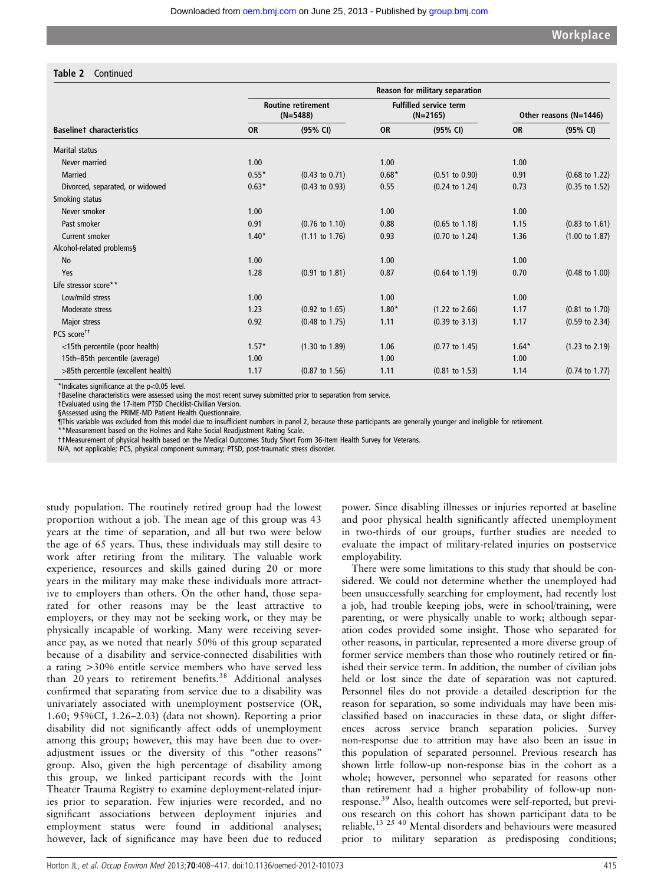**Table 2** Continued

| Baseline† characteristics | Reason for military separation | | | | | |
|---|---|---|---|---|---|---|
| | Routine retirement (N=5488) | | Fulfilled service term (N=2165) | | Other reasons (N=1446) | |
| | OR | (95% CI) | OR | (95% CI) | OR | (95% CI) |
| Marital status | | | | | | |
| Never married | 1.00 | | 1.00 | | 1.00 | |
| Married | 0.55* | (0.43 to 0.71) | 0.68* | (0.51 to 0.90) | 0.91 | (0.68 to 1.22) |
| Divorced, separated, or widowed | 0.63* | (0.43 to 0.93) | 0.55 | (0.24 to 1.24) | 0.73 | (0.35 to 1.52) |
| Smoking status | | | | | | |
| Never smoker | 1.00 | | 1.00 | | 1.00 | |
| Past smoker | 0.91 | (0.76 to 1.10) | 0.88 | (0.65 to 1.18) | 1.15 | (0.83 to 1.61) |
| Current smoker | 1.40* | (1.11 to 1.76) | 0.93 | (0.70 to 1.24) | 1.36 | (1.00 to 1.87) |
| Alcohol-related problems§ | | | | | | |
| No | 1.00 | | 1.00 | | 1.00 | |
| Yes | 1.28 | (0.91 to 1.81) | 0.87 | (0.64 to 1.19) | 0.70 | (0.48 to 1.00) |
| Life stressor score** | | | | | | |
| Low/mild stress | 1.00 | | 1.00 | | 1.00 | |
| Moderate stress | 1.23 | (0.92 to 1.65) | 1.80* | (1.22 to 2.66) | 1.17 | (0.81 to 1.70) |
| Major stress | 0.92 | (0.48 to 1.75) | 1.11 | (0.39 to 3.13) | 1.17 | (0.59 to 2.34) |
| PCS score†† | | | | | | |
| <15th percentile (poor health) | 1.57* | (1.30 to 1.89) | 1.06 | (0.77 to 1.45) | 1.64* | (1.23 to 2.19) |
| 15th–85th percentile (average) | 1.00 | | 1.00 | | 1.00 | |
| >85th percentile (excellent health) | 1.17 | (0.87 to 1.56) | 1.11 | (0.81 to 1.53) | 1.14 | (0.74 to 1.77) |

*Indicates significance at the p<0.05 level.
†Baseline characteristics were assessed using the most recent survey submitted prior to separation from service.
‡Evaluated using the 17-item PTSD Checklist-Civilian Version.
§Assessed using the PRIME-MD Patient Health Questionnaire.
¶This variable was excluded from this model due to insufficient numbers in panel 2, because these participants are generally younger and ineligible for retirement.
**Measurement based on the Holmes and Rahe Social Readjustment Rating Scale.
††Measurement of physical health based on the Medical Outcomes Study Short Form 36-Item Health Survey for Veterans.
N/A, not applicable; PCS, physical component summary; PTSD, post-traumatic stress disorder.

study population. The routinely retired group had the lowest proportion without a job. The mean age of this group was 43 years at the time of separation, and all but two were below the age of 65 years. Thus, these individuals may still desire to work after retiring from the military. The valuable work experience, resources and skills gained during 20 or more years in the military may make these individuals more attractive to employers than others. On the other hand, those separated for other reasons may be the least attractive to employers, or they may not be seeking work, or they may be physically incapable of working. Many were receiving severance pay, as we noted that nearly 50% of this group separated because of a disability and service-connected disabilities with a rating >30% entitle service members who have served less than 20 years to retirement benefits.[38] Additional analyses confirmed that separating from service due to a disability was univariately associated with unemployment postservice (OR, 1.60; 95%CI, 1.26–2.03) (data not shown). Reporting a prior disability did not significantly affect odds of unemployment among this group; however, this may have been due to overadjustment issues or the diversity of this "other reasons" group. Also, given the high percentage of disability among this group, we linked participant records with the Joint Theater Trauma Registry to examine deployment-related injuries prior to separation. Few injuries were recorded, and no significant associations between deployment injuries and employment status were found in additional analyses; however, lack of significance may have been due to reduced power. Since disabling illnesses or injuries reported at baseline and poor physical health significantly affected unemployment in two-thirds of our groups, further studies are needed to evaluate the impact of military-related injuries on postservice employability.

There were some limitations to this study that should be considered. We could not determine whether the unemployed had been unsuccessfully searching for employment, had recently lost a job, had trouble keeping jobs, were in school/training, were parenting, or were physically unable to work; although separation codes provided some insight. Those who separated for other reasons, in particular, represented a more diverse group of former service members than those who routinely retired or finished their service term. In addition, the number of civilian jobs held or lost since the date of separation was not captured. Personnel files do not provide a detailed description for the reason for separation, so some individuals may have been misclassified based on inaccuracies in these data, or slight differences across service branch separation policies. Survey non-response due to attrition may have also been an issue in this population of separated personnel. Previous research has shown little follow-up non-response bias in the cohort as a whole; however, personnel who separated for reasons other than retirement had a higher probability of follow-up non-response.[39] Also, health outcomes were self-reported, but previous research on this cohort has shown participant data to be reliable.[13 25 40] Mental disorders and behaviours were measured prior to military separation as predisposing conditions;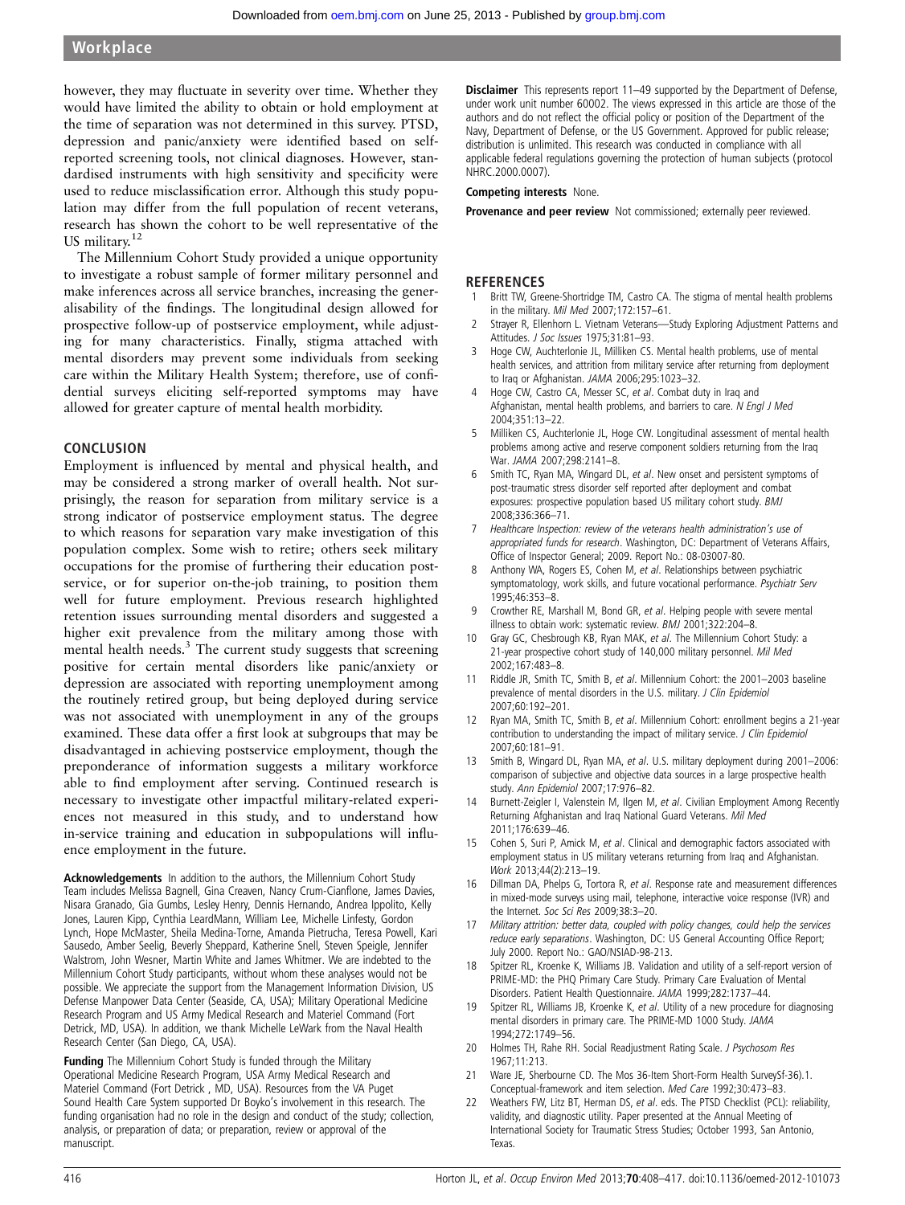however, they may fluctuate in severity over time. Whether they would have limited the ability to obtain or hold employment at the time of separation was not determined in this survey. PTSD, depression and panic/anxiety were identified based on self-reported screening tools, not clinical diagnoses. However, standardised instruments with high sensitivity and specificity were used to reduce misclassification error. Although this study population may differ from the full population of recent veterans, research has shown the cohort to be well representative of the US military.[12]

The Millennium Cohort Study provided a unique opportunity to investigate a robust sample of former military personnel and make inferences across all service branches, increasing the generalisability of the findings. The longitudinal design allowed for prospective follow-up of postservice employment, while adjusting for many characteristics. Finally, stigma attached with mental disorders may prevent some individuals from seeking care within the Military Health System; therefore, use of confidential surveys eliciting self-reported symptoms may have allowed for greater capture of mental health morbidity.

## CONCLUSION

Employment is influenced by mental and physical health, and may be considered a strong marker of overall health. Not surprisingly, the reason for separation from military service is a strong indicator of postservice employment status. The degree to which reasons for separation vary make investigation of this population complex. Some wish to retire; others seek military occupations for the promise of furthering their education postservice, or for superior on-the-job training, to position them well for future employment. Previous research highlighted retention issues surrounding mental disorders and suggested a higher exit prevalence from the military among those with mental health needs.[3] The current study suggests that screening positive for certain mental disorders like panic/anxiety or depression are associated with reporting unemployment among the routinely retired group, but being deployed during service was not associated with unemployment in any of the groups examined. These data offer a first look at subgroups that may be disadvantaged in achieving postservice employment, though the preponderance of information suggests a military workforce able to find employment after serving. Continued research is necessary to investigate other impactful military-related experiences not measured in this study, and to understand how in-service training and education in subpopulations will influence employment in the future.

**Acknowledgements** In addition to the authors, the Millennium Cohort Study Team includes Melissa Bagnell, Gina Creaven, Nancy Crum-Cianflone, James Davies, Nisara Granado, Gia Gumbs, Lesley Henry, Dennis Hernando, Andrea Ippolito, Kelly Jones, Lauren Kipp, Cynthia LeardMann, William Lee, Michelle Linfesty, Gordon Lynch, Hope McMaster, Sheila Medina-Torne, Amanda Pietrucha, Teresa Powell, Kari Sausedo, Amber Seelig, Beverly Sheppard, Katherine Snell, Steven Speigle, Jennifer Walstrom, John Wesner, Martin White and James Whitmer. We are indebted to the Millennium Cohort Study participants, without whom these analyses would not be possible. We appreciate the support from the Management Information Division, US Defense Manpower Data Center (Seaside, CA, USA); Military Operational Medicine Research Program and US Army Medical Research and Materiel Command (Fort Detrick, MD, USA). In addition, we thank Michelle LeWark from the Naval Health Research Center (San Diego, CA, USA).

**Funding** The Millennium Cohort Study is funded through the Military Operational Medicine Research Program, USA Army Medical Research and Materiel Command (Fort Detrick , MD, USA). Resources from the VA Puget Sound Health Care System supported Dr Boyko's involvement in this research. The funding organisation had no role in the design and conduct of the study; collection, analysis, or preparation of data; or preparation, review or approval of the manuscript.

**Disclaimer** This represents report 11–49 supported by the Department of Defense, under work unit number 60002. The views expressed in this article are those of the authors and do not reflect the official policy or position of the Department of the Navy, Department of Defense, or the US Government. Approved for public release; distribution is unlimited. This research was conducted in compliance with all applicable federal regulations governing the protection of human subjects (protocol NHRC.2000.0007).

**Competing interests** None.

**Provenance and peer review** Not commissioned; externally peer reviewed.

## REFERENCES

1. Britt TW, Greene-Shortridge TM, Castro CA. The stigma of mental health problems in the military. *Mil Med* 2007;172:157–61.
2. Strayer R, Ellenhorn L. Vietnam Veterans—Study Exploring Adjustment Patterns and Attitudes. *J Soc Issues* 1975;31:81–93.
3. Hoge CW, Auchterlonie JL, Milliken CS. Mental health problems, use of mental health services, and attrition from military service after returning from deployment to Iraq or Afghanistan. *JAMA* 2006;295:1023–32.
4. Hoge CW, Castro CA, Messer SC, *et al*. Combat duty in Iraq and Afghanistan, mental health problems, and barriers to care. *N Engl J Med* 2004;351:13–22.
5. Milliken CS, Auchterlonie JL, Hoge CW. Longitudinal assessment of mental health problems among active and reserve component soldiers returning from the Iraq War. *JAMA* 2007;298:2141–8.
6. Smith TC, Ryan MA, Wingard DL, *et al*. New onset and persistent symptoms of post-traumatic stress disorder self reported after deployment and combat exposures: prospective population based US military cohort study. *BMJ* 2008;336:366–71.
7. *Healthcare Inspection: review of the veterans health administration's use of appropriated funds for research*. Washington, DC: Department of Veterans Affairs, Office of Inspector General; 2009. Report No.: 08-03007-80.
8. Anthony WA, Rogers ES, Cohen M, *et al*. Relationships between psychiatric symptomatology, work skills, and future vocational performance. *Psychiatr Serv* 1995;46:353–8.
9. Crowther RE, Marshall M, Bond GR, *et al*. Helping people with severe mental illness to obtain work: systematic review. *BMJ* 2001;322:204–8.
10. Gray GC, Chesbrough KB, Ryan MAK, *et al*. The Millennium Cohort Study: a 21-year prospective cohort study of 140,000 military personnel. *Mil Med* 2002;167:483–8.
11. Riddle JR, Smith TC, Smith B, *et al*. Millennium Cohort: the 2001–2003 baseline prevalence of mental disorders in the U.S. military. *J Clin Epidemiol* 2007;60:192–201.
12. Ryan MA, Smith TC, Smith B, *et al*. Millennium Cohort: enrollment begins a 21-year contribution to understanding the impact of military service. *J Clin Epidemiol* 2007;60:181–91.
13. Smith B, Wingard DL, Ryan MA, *et al*. U.S. military deployment during 2001–2006: comparison of subjective and objective data sources in a large prospective health study. *Ann Epidemiol* 2007;17:976–82.
14. Burnett-Zeigler I, Valenstein M, Ilgen M, *et al*. Civilian Employment Among Recently Returning Afghanistan and Iraq National Guard Veterans. *Mil Med* 2011;176:639–46.
15. Cohen S, Suri P, Amick M, *et al*. Clinical and demographic factors associated with employment status in US military veterans returning from Iraq and Afghanistan. *Work* 2013;44(2):213–19.
16. Dillman DA, Phelps G, Tortora R, *et al*. Response rate and measurement differences in mixed-mode surveys using mail, telephone, interactive voice response (IVR) and the Internet. *Soc Sci Res* 2009;38:3–20.
17. *Military attrition: better data, coupled with policy changes, could help the services reduce early separations*. Washington, DC: US General Accounting Office Report; July 2000. Report No.: GAO/NSIAD-98-213.
18. Spitzer RL, Kroenke K, Williams JB. Validation and utility of a self-report version of PRIME-MD: the PHQ Primary Care Study. Primary Care Evaluation of Mental Disorders. Patient Health Questionnaire. *JAMA* 1999;282:1737–44.
19. Spitzer RL, Williams JB, Kroenke K, *et al*. Utility of a new procedure for diagnosing mental disorders in primary care. The PRIME-MD 1000 Study. *JAMA* 1994;272:1749–56.
20. Holmes TH, Rahe RH. Social Readjustment Rating Scale. *J Psychosom Res* 1967;11:213.
21. Ware JE, Sherbourne CD. The Mos 36-Item Short-Form Health SurveySf-36).1. Conceptual-framework and item selection. *Med Care* 1992;30:473–83.
22. Weathers FW, Litz BT, Herman DS, *et al*. eds. The PTSD Checklist (PCL): reliability, validity, and diagnostic utility. Paper presented at the Annual Meeting of International Society for Traumatic Stress Studies; October 1993, San Antonio, Texas.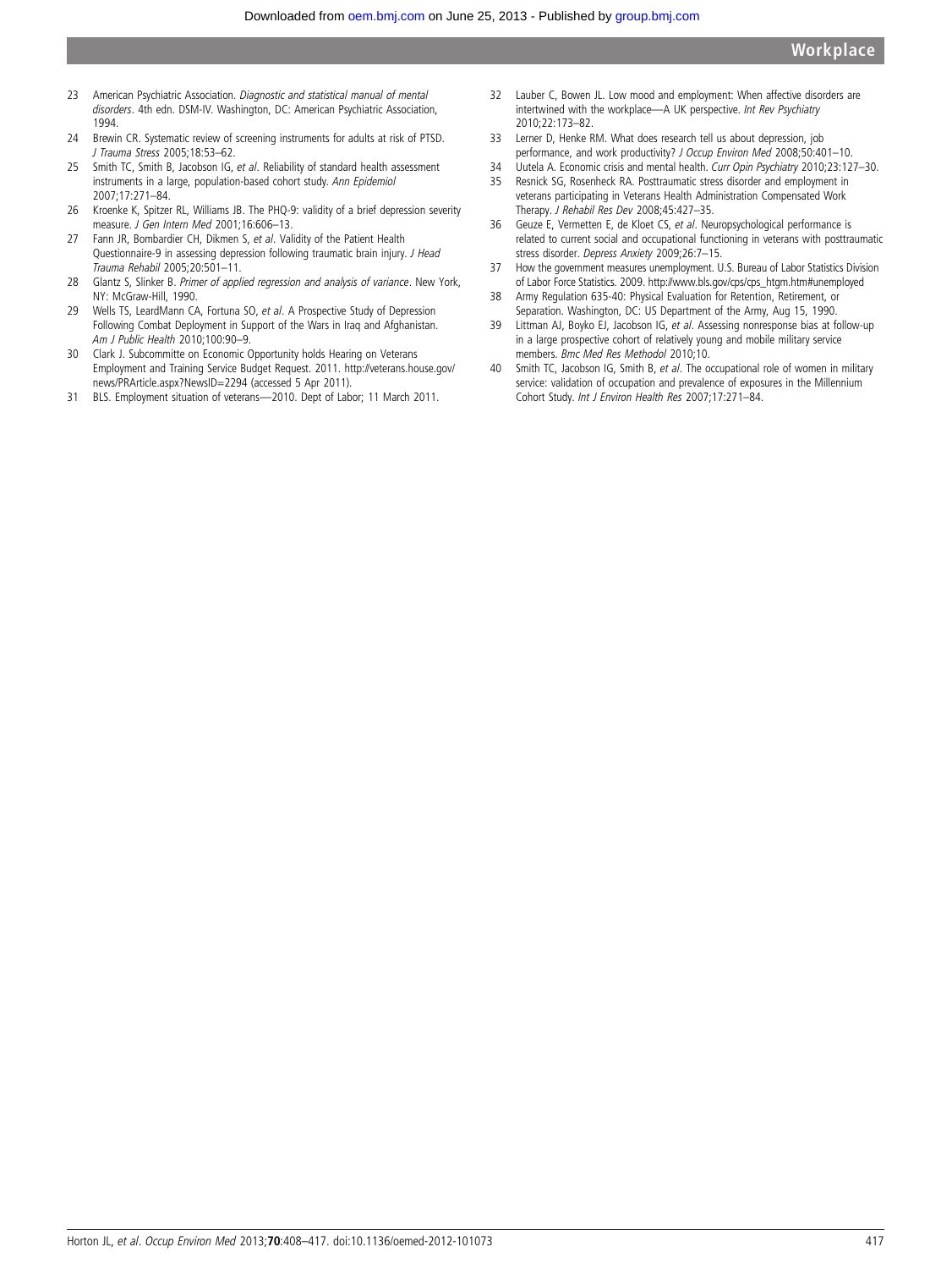23 American Psychiatric Association. *Diagnostic and statistical manual of mental disorders*. 4th edn. DSM-IV. Washington, DC: American Psychiatric Association, 1994.
24 Brewin CR. Systematic review of screening instruments for adults at risk of PTSD. *J Trauma Stress* 2005;18:53–62.
25 Smith TC, Smith B, Jacobson IG, *et al*. Reliability of standard health assessment instruments in a large, population-based cohort study. *Ann Epidemiol* 2007;17:271–84.
26 Kroenke K, Spitzer RL, Williams JB. The PHQ-9: validity of a brief depression severity measure. *J Gen Intern Med* 2001;16:606–13.
27 Fann JR, Bombardier CH, Dikmen S, *et al*. Validity of the Patient Health Questionnaire-9 in assessing depression following traumatic brain injury. *J Head Trauma Rehabil* 2005;20:501–11.
28 Glantz S, Slinker B. *Primer of applied regression and analysis of variance*. New York, NY: McGraw-Hill, 1990.
29 Wells TS, LeardMann CA, Fortuna SO, *et al*. A Prospective Study of Depression Following Combat Deployment in Support of the Wars in Iraq and Afghanistan. *Am J Public Health* 2010;100:90–9.
30 Clark J. Subcommitte on Economic Opportunity holds Hearing on Veterans Employment and Training Service Budget Request. 2011. http://veterans.house.gov/news/PRArticle.aspx?NewsID=2294 (accessed 5 Apr 2011).
31 BLS. Employment situation of veterans—2010. Dept of Labor; 11 March 2011.
32 Lauber C, Bowen JL. Low mood and employment: When affective disorders are intertwined with the workplace—A UK perspective. *Int Rev Psychiatry* 2010;22:173–82.
33 Lerner D, Henke RM. What does research tell us about depression, job performance, and work productivity? *J Occup Environ Med* 2008;50:401–10.
34 Uutela A. Economic crisis and mental health. *Curr Opin Psychiatry* 2010;23:127–30.
35 Resnick SG, Rosenheck RA. Posttraumatic stress disorder and employment in veterans participating in Veterans Health Administration Compensated Work Therapy. *J Rehabil Res Dev* 2008;45:427–35.
36 Geuze E, Vermetten E, de Kloet CS, *et al*. Neuropsychological performance is related to current social and occupational functioning in veterans with posttraumatic stress disorder. *Depress Anxiety* 2009;26:7–15.
37 How the government measures unemployment. U.S. Bureau of Labor Statistics Division of Labor Force Statistics. 2009. http://www.bls.gov/cps/cps_htgm.htm#unemployed
38 Army Regulation 635-40: Physical Evaluation for Retention, Retirement, or Separation. Washington, DC: US Department of the Army, Aug 15, 1990.
39 Littman AJ, Boyko EJ, Jacobson IG, *et al*. Assessing nonresponse bias at follow-up in a large prospective cohort of relatively young and mobile military service members. *Bmc Med Res Methodol* 2010;10.
40 Smith TC, Jacobson IG, Smith B, *et al*. The occupational role of women in military service: validation of occupation and prevalence of exposures in the Millennium Cohort Study. *Int J Environ Health Res* 2007;17:271–84.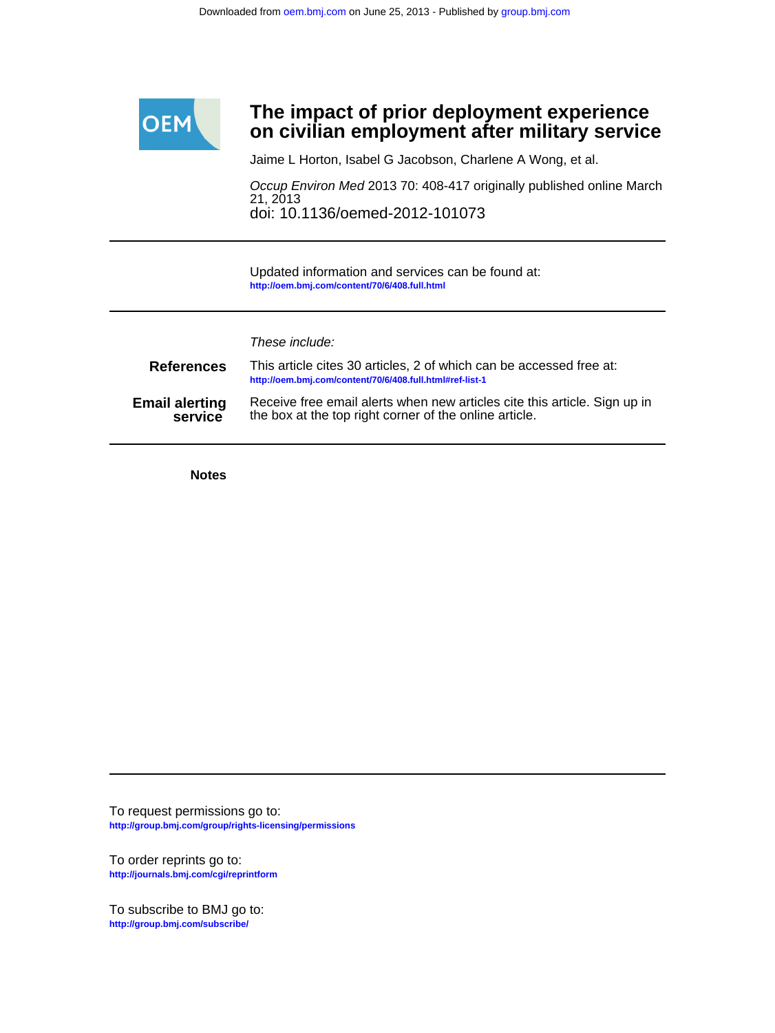Downloaded from oem.bmj.com on June 25, 2013 - Published by group.bmj.com

OEM

# The impact of prior deployment experience on civilian employment after military service

Jaime L Horton, Isabel G Jacobson, Charlene A Wong, et al.

*Occup Environ Med* 2013 70: 408-417 originally published online March 21, 2013

doi: 10.1136/oemed-2012-101073

Updated information and services can be found at:
http://oem.bmj.com/content/70/6/408.full.html

*These include:*

**References**

This article cites 30 articles, 2 of which can be accessed free at:
http://oem.bmj.com/content/70/6/408.full.html#ref-list-1

**Email alerting service**

Receive free email alerts when new articles cite this article. Sign up in the box at the top right corner of the online article.

**Notes**

To request permissions go to:
http://group.bmj.com/group/rights-licensing/permissions

To order reprints go to:
http://journals.bmj.com/cgi/reprintform

To subscribe to BMJ go to:
http://group.bmj.com/subscribe/